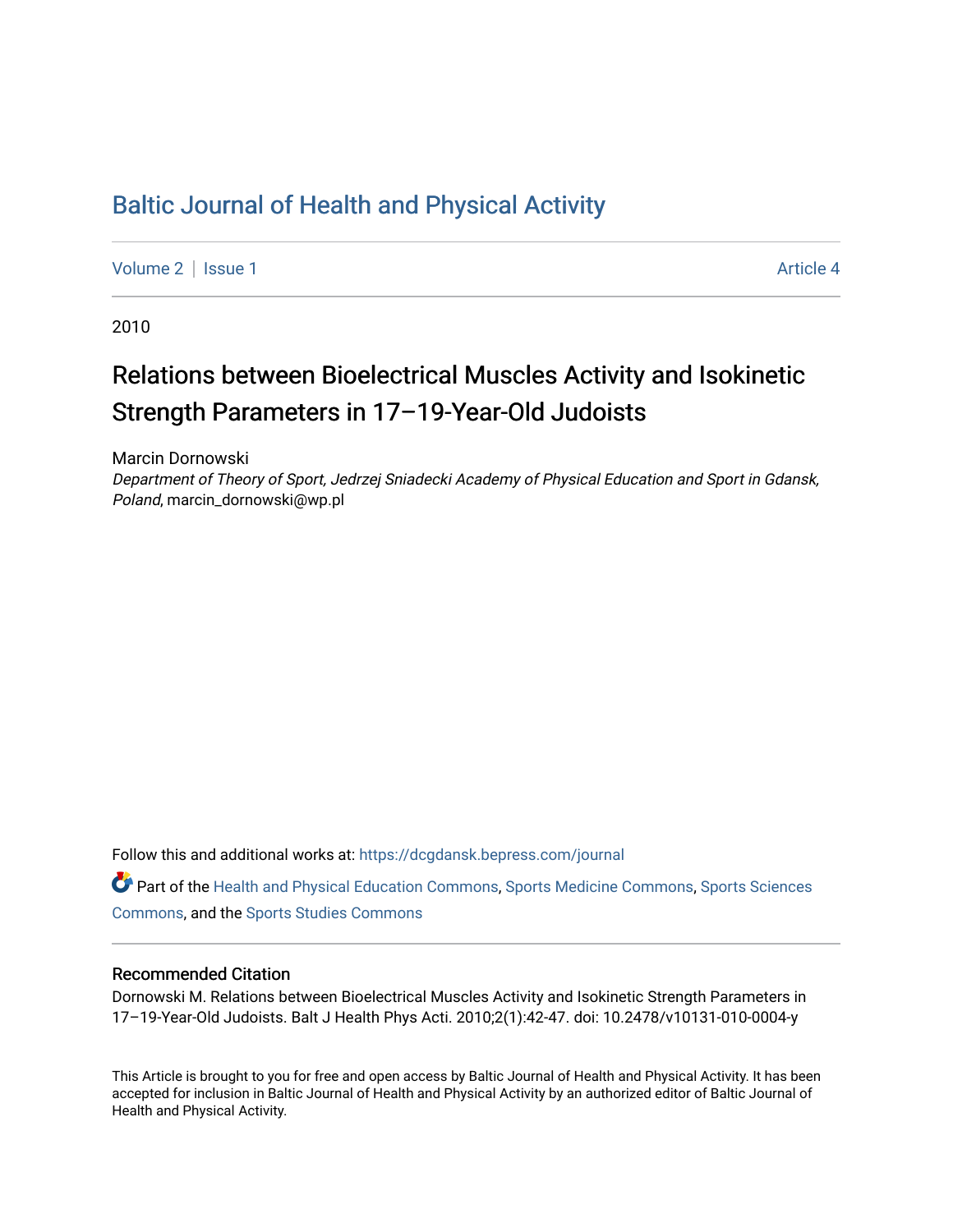# Baltic Journal of Health and Physical Activity

Volume 2 | Issue 1 Article 4

2010

## Relations between Bioelectrical Muscles Activity and Isokinetic Strength Parameters in 17–19-Year-Old Judoists

Marcin Dornowski
*Department of Theory of Sport, Jedrzej Sniadecki Academy of Physical Education and Sport in Gdansk, Poland*, marcin_dornowski@wp.pl

Follow this and additional works at: https://dcgdansk.bepress.com/journal

Part of the Health and Physical Education Commons, Sports Medicine Commons, Sports Sciences Commons, and the Sports Studies Commons

### Recommended Citation

Dornowski M. Relations between Bioelectrical Muscles Activity and Isokinetic Strength Parameters in 17–19-Year-Old Judoists. Balt J Health Phys Acti. 2010;2(1):42-47. doi: 10.2478/v10131-010-0004-y

This Article is brought to you for free and open access by Baltic Journal of Health and Physical Activity. It has been accepted for inclusion in Baltic Journal of Health and Physical Activity by an authorized editor of Baltic Journal of Health and Physical Activity.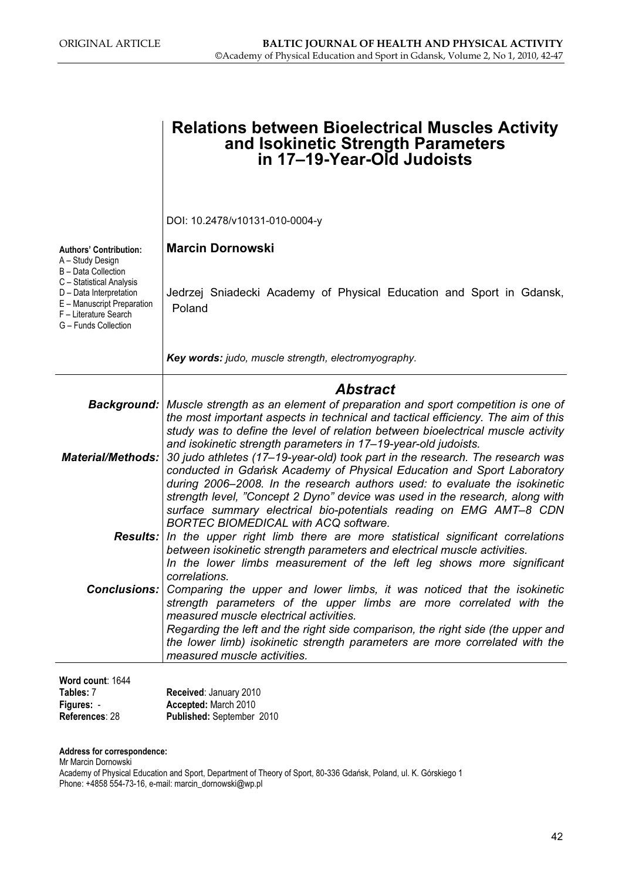ORIGINAL ARTICLE

# Relations between Bioelectrical Muscles Activity and Isokinetic Strength Parameters in 17–19-Year-Old Judoists

DOI: 10.2478/v10131-010-0004-y

**Authors' Contribution:**
A – Study Design
B – Data Collection
C – Statistical Analysis
D – Data Interpretation
E – Manuscript Preparation
F – Literature Search
G – Funds Collection

**Marcin Dornowski**

Jedrzej Sniadecki Academy of Physical Education and Sport in Gdansk, Poland

***Key words:*** *judo, muscle strength, electromyography.*

## *Abstract*

***Background:*** *Muscle strength as an element of preparation and sport competition is one of the most important aspects in technical and tactical efficiency. The aim of this study was to define the level of relation between bioelectrical muscle activity and isokinetic strength parameters in 17–19-year-old judoists.*

***Material/Methods:*** *30 judo athletes (17–19-year-old) took part in the research. The research was conducted in Gdańsk Academy of Physical Education and Sport Laboratory during 2006–2008. In the research authors used: to evaluate the isokinetic strength level, "Concept 2 Dyno" device was used in the research, along with surface summary electrical bio-potentials reading on EMG AMT–8 CDN BORTEC BIOMEDICAL with ACQ software.*

***Results:*** *In the upper right limb there are more statistical significant correlations between isokinetic strength parameters and electrical muscle activities.*
*In the lower limbs measurement of the left leg shows more significant correlations.*

***Conclusions:*** *Comparing the upper and lower limbs, it was noticed that the isokinetic strength parameters of the upper limbs are more correlated with the measured muscle electrical activities.*
*Regarding the left and the right side comparison, the right side (the upper and the lower limb) isokinetic strength parameters are more correlated with the measured muscle activities.*

**Word count**: 1644
**Tables:** 7
**Figures:** -
**References**: 28

**Received**: January 2010
**Accepted:** March 2010
**Published:** September 2010

**Address for correspondence:**
Mr Marcin Dornowski
Academy of Physical Education and Sport, Department of Theory of Sport, 80-336 Gdańsk, Poland, ul. K. Górskiego 1
Phone: +4858 554-73-16, e-mail: marcin_dornowski@wp.pl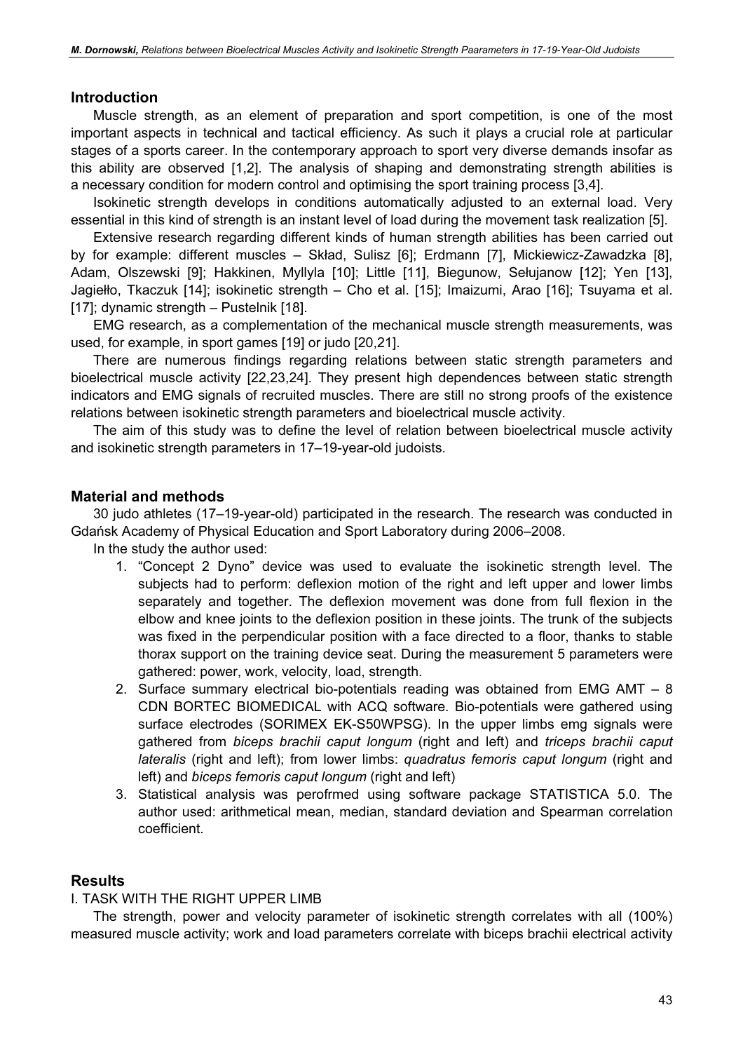## Introduction

Muscle strength, as an element of preparation and sport competition, is one of the most important aspects in technical and tactical efficiency. As such it plays a crucial role at particular stages of a sports career. In the contemporary approach to sport very diverse demands insofar as this ability are observed [1,2]. The analysis of shaping and demonstrating strength abilities is a necessary condition for modern control and optimising the sport training process [3,4].

Isokinetic strength develops in conditions automatically adjusted to an external load. Very essential in this kind of strength is an instant level of load during the movement task realization [5].

Extensive research regarding different kinds of human strength abilities has been carried out by for example: different muscles – Skład, Sulisz [6]; Erdmann [7], Mickiewicz-Zawadzka [8], Adam, Olszewski [9]; Hakkinen, Myllyla [10]; Little [11], Biegunow, Sełujanow [12]; Yen [13], Jagiełło, Tkaczuk [14]; isokinetic strength – Cho et al. [15]; Imaizumi, Arao [16]; Tsuyama et al. [17]; dynamic strength – Pustelnik [18].

EMG research, as a complementation of the mechanical muscle strength measurements, was used, for example, in sport games [19] or judo [20,21].

There are numerous findings regarding relations between static strength parameters and bioelectrical muscle activity [22,23,24]. They present high dependences between static strength indicators and EMG signals of recruited muscles. There are still no strong proofs of the existence relations between isokinetic strength parameters and bioelectrical muscle activity.

The aim of this study was to define the level of relation between bioelectrical muscle activity and isokinetic strength parameters in 17–19-year-old judoists.

## Material and methods

30 judo athletes (17–19-year-old) participated in the research. The research was conducted in Gdańsk Academy of Physical Education and Sport Laboratory during 2006–2008.

In the study the author used:

1. "Concept 2 Dyno" device was used to evaluate the isokinetic strength level. The subjects had to perform: deflexion motion of the right and left upper and lower limbs separately and together. The deflexion movement was done from full flexion in the elbow and knee joints to the deflexion position in these joints. The trunk of the subjects was fixed in the perpendicular position with a face directed to a floor, thanks to stable thorax support on the training device seat. During the measurement 5 parameters were gathered: power, work, velocity, load, strength.
2. Surface summary electrical bio-potentials reading was obtained from EMG AMT – 8 CDN BORTEC BIOMEDICAL with ACQ software. Bio-potentials were gathered using surface electrodes (SORIMEX EK-S50WPSG). In the upper limbs emg signals were gathered from *biceps brachii caput longum* (right and left) and *triceps brachii caput lateralis* (right and left); from lower limbs: *quadratus femoris caput longum* (right and left) and *biceps femoris caput longum* (right and left)
3. Statistical analysis was perofrmed using software package STATISTICA 5.0. The author used: arithmetical mean, median, standard deviation and Spearman correlation coefficient.

## Results

I. TASK WITH THE RIGHT UPPER LIMB

The strength, power and velocity parameter of isokinetic strength correlates with all (100%) measured muscle activity; work and load parameters correlate with biceps brachii electrical activity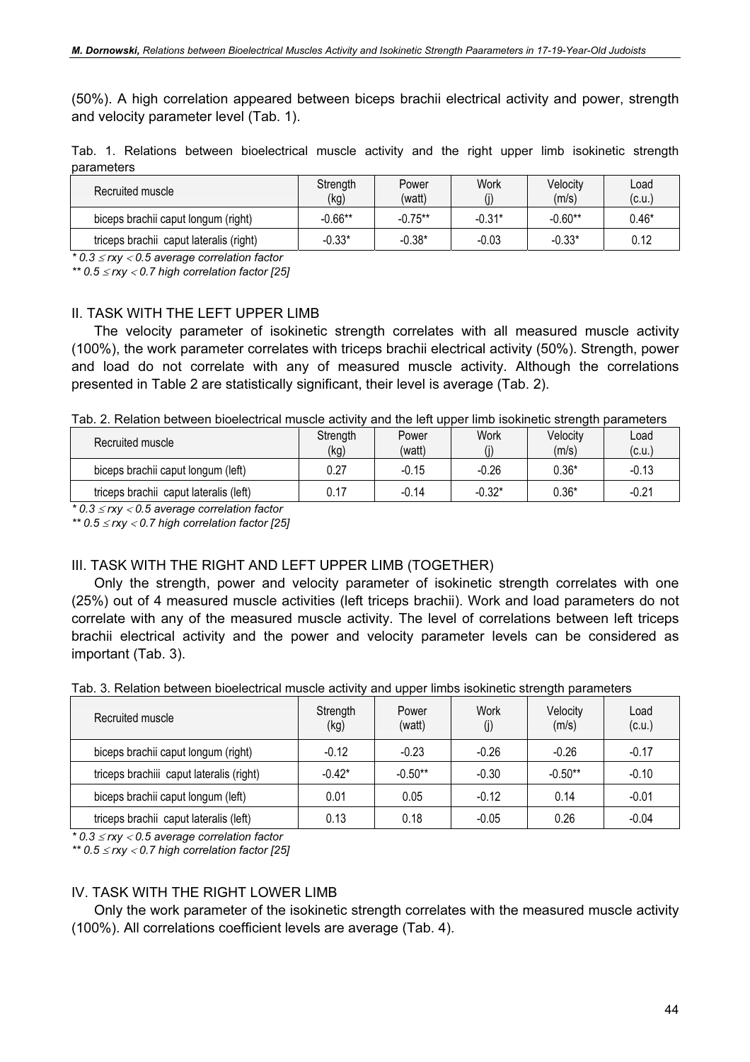(50%). A high correlation appeared between biceps brachii electrical activity and power, strength and velocity parameter level (Tab. 1).

Tab. 1. Relations between bioelectrical muscle activity and the right upper limb isokinetic strength parameters

| Recruited muscle | Strength (kg) | Power (watt) | Work (j) | Velocity (m/s) | Load (c.u.) |
|---|---|---|---|---|---|
| biceps brachii caput longum (right) | -0.66** | -0.75** | -0.31* | -0.60** | 0.46* |
| triceps brachii caput lateralis (right) | -0.33* | -0.38* | -0.03 | -0.33* | 0.12 |

*$* \ 0.3 \leq rxy < 0.5$ average correlation factor*

*$** \ 0.5 \leq rxy < 0.7$ high correlation factor [25]*

## II. TASK WITH THE LEFT UPPER LIMB

The velocity parameter of isokinetic strength correlates with all measured muscle activity (100%), the work parameter correlates with triceps brachii electrical activity (50%). Strength, power and load do not correlate with any of measured muscle activity. Although the correlations presented in Table 2 are statistically significant, their level is average (Tab. 2).

Tab. 2. Relation between bioelectrical muscle activity and the left upper limb isokinetic strength parameters

| Recruited muscle | Strength (kg) | Power (watt) | Work (j) | Velocity (m/s) | Load (c.u.) |
|---|---|---|---|---|---|
| biceps brachii caput longum (left) | 0.27 | -0.15 | -0.26 | 0.36* | -0.13 |
| triceps brachii caput lateralis (left) | 0.17 | -0.14 | -0.32* | 0.36* | -0.21 |

*$* \ 0.3 \leq rxy < 0.5$ average correlation factor*

*$** \ 0.5 \leq rxy < 0.7$ high correlation factor [25]*

## III. TASK WITH THE RIGHT AND LEFT UPPER LIMB (TOGETHER)

Only the strength, power and velocity parameter of isokinetic strength correlates with one (25%) out of 4 measured muscle activities (left triceps brachii). Work and load parameters do not correlate with any of the measured muscle activity. The level of correlations between left triceps brachii electrical activity and the power and velocity parameter levels can be considered as important (Tab. 3).

Tab. 3. Relation between bioelectrical muscle activity and upper limbs isokinetic strength parameters

| Recruited muscle | Strength (kg) | Power (watt) | Work (j) | Velocity (m/s) | Load (c.u.) |
|---|---|---|---|---|---|
| biceps brachii caput longum (right) | -0.12 | -0.23 | -0.26 | -0.26 | -0.17 |
| triceps brachiii caput lateralis (right) | -0.42* | -0.50** | -0.30 | -0.50** | -0.10 |
| biceps brachii caput longum (left) | 0.01 | 0.05 | -0.12 | 0.14 | -0.01 |
| triceps brachii caput lateralis (left) | 0.13 | 0.18 | -0.05 | 0.26 | -0.04 |

*$* \ 0.3 \leq rxy < 0.5$ average correlation factor*

*$** \ 0.5 \leq rxy < 0.7$ high correlation factor [25]*

## IV. TASK WITH THE RIGHT LOWER LIMB

Only the work parameter of the isokinetic strength correlates with the measured muscle activity (100%). All correlations coefficient levels are average (Tab. 4).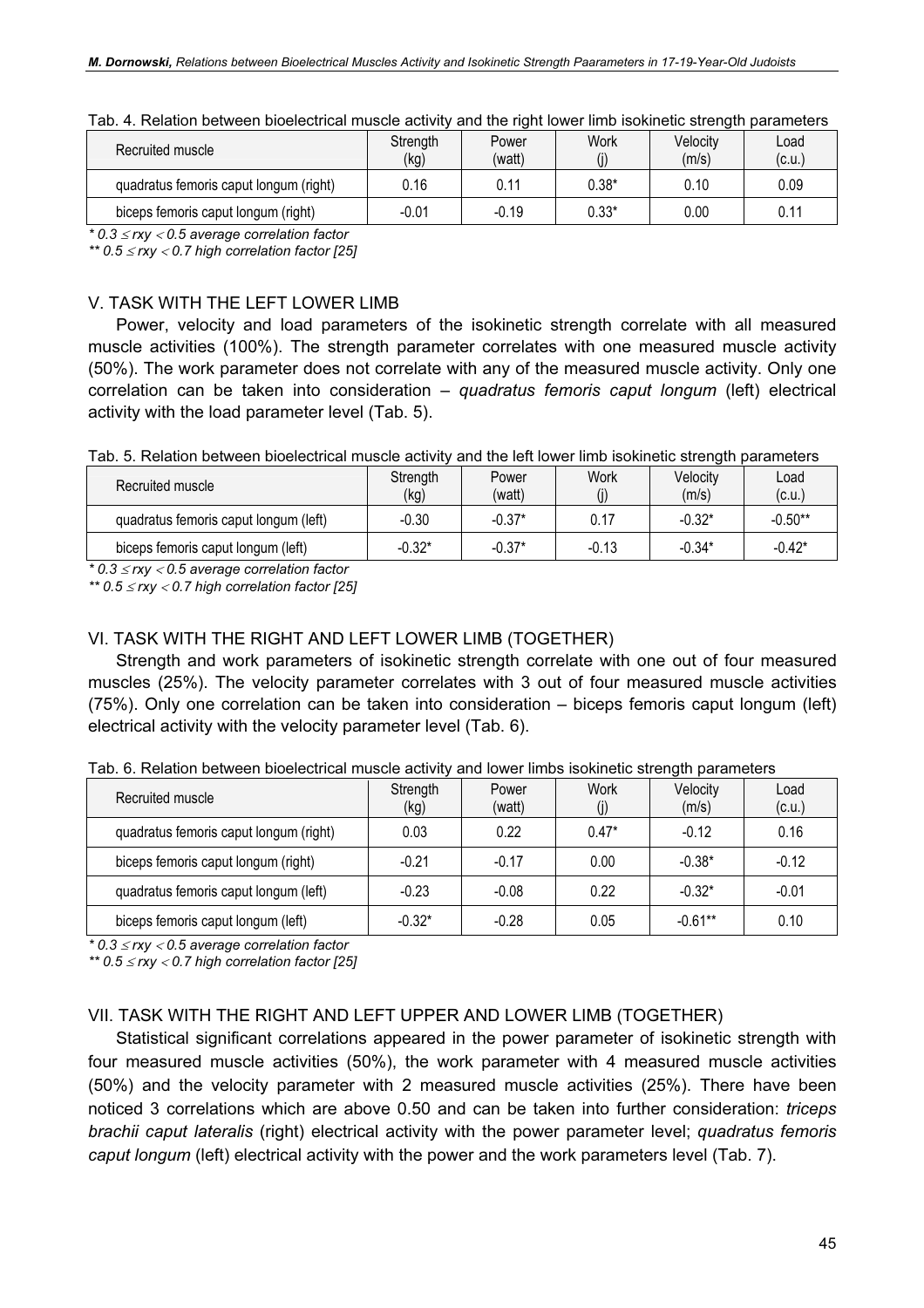Tab. 4. Relation between bioelectrical muscle activity and the right lower limb isokinetic strength parameters

| Recruited muscle | Strength (kg) | Power (watt) | Work (j) | Velocity (m/s) | Load (c.u.) |
|---|---|---|---|---|---|
| quadratus femoris caput longum (right) | 0.16 | 0.11 | 0.38* | 0.10 | 0.09 |
| biceps femoris caput longum (right) | -0.01 | -0.19 | 0.33* | 0.00 | 0.11 |

*$* 0.3 \leq rxy < 0.5$ average correlation factor*

*$** 0.5 \leq rxy < 0.7$ high correlation factor [25]*

## V. TASK WITH THE LEFT LOWER LIMB

Power, velocity and load parameters of the isokinetic strength correlate with all measured muscle activities (100%). The strength parameter correlates with one measured muscle activity (50%). The work parameter does not correlate with any of the measured muscle activity. Only one correlation can be taken into consideration – *quadratus femoris caput longum* (left) electrical activity with the load parameter level (Tab. 5).

Tab. 5. Relation between bioelectrical muscle activity and the left lower limb isokinetic strength parameters

| Recruited muscle | Strength (kg) | Power (watt) | Work (j) | Velocity (m/s) | Load (c.u.) |
|---|---|---|---|---|---|
| quadratus femoris caput longum (left) | -0.30 | -0.37* | 0.17 | -0.32* | -0.50** |
| biceps femoris caput longum (left) | -0.32* | -0.37* | -0.13 | -0.34* | -0.42* |

*$* 0.3 \leq rxy < 0.5$ average correlation factor*

*$** 0.5 \leq rxy < 0.7$ high correlation factor [25]*

## VI. TASK WITH THE RIGHT AND LEFT LOWER LIMB (TOGETHER)

Strength and work parameters of isokinetic strength correlate with one out of four measured muscles (25%). The velocity parameter correlates with 3 out of four measured muscle activities (75%). Only one correlation can be taken into consideration – biceps femoris caput longum (left) electrical activity with the velocity parameter level (Tab. 6).

Tab. 6. Relation between bioelectrical muscle activity and lower limbs isokinetic strength parameters

| Recruited muscle | Strength (kg) | Power (watt) | Work (j) | Velocity (m/s) | Load (c.u.) |
|---|---|---|---|---|---|
| quadratus femoris caput longum (right) | 0.03 | 0.22 | 0.47* | -0.12 | 0.16 |
| biceps femoris caput longum (right) | -0.21 | -0.17 | 0.00 | -0.38* | -0.12 |
| quadratus femoris caput longum (left) | -0.23 | -0.08 | 0.22 | -0.32* | -0.01 |
| biceps femoris caput longum (left) | -0.32* | -0.28 | 0.05 | -0.61** | 0.10 |

*$* 0.3 \leq rxy < 0.5$ average correlation factor*

*$** 0.5 \leq rxy < 0.7$ high correlation factor [25]*

## VII. TASK WITH THE RIGHT AND LEFT UPPER AND LOWER LIMB (TOGETHER)

Statistical significant correlations appeared in the power parameter of isokinetic strength with four measured muscle activities (50%), the work parameter with 4 measured muscle activities (50%) and the velocity parameter with 2 measured muscle activities (25%). There have been noticed 3 correlations which are above 0.50 and can be taken into further consideration: *triceps brachii caput lateralis* (right) electrical activity with the power parameter level; *quadratus femoris caput longum* (left) electrical activity with the power and the work parameters level (Tab. 7).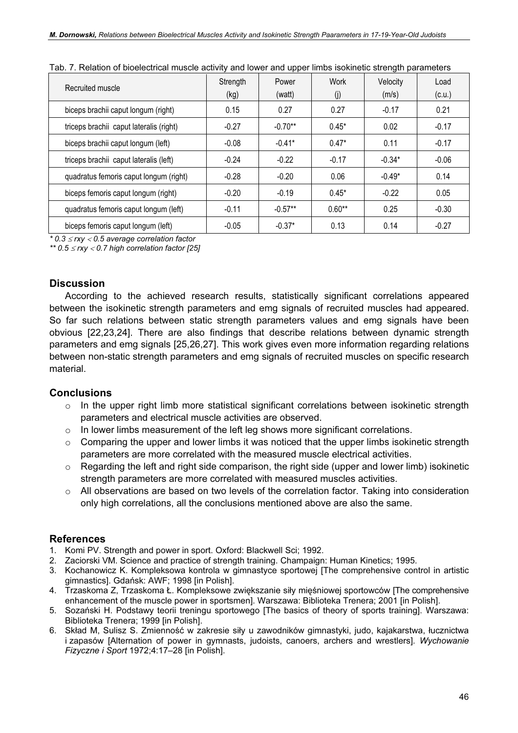Tab. 7. Relation of bioelectrical muscle activity and lower and upper limbs isokinetic strength parameters

| Recruited muscle | Strength (kg) | Power (watt) | Work (j) | Velocity (m/s) | Load (c.u.) |
|---|---|---|---|---|---|
| biceps brachii caput longum (right) | 0.15 | 0.27 | 0.27 | -0.17 | 0.21 |
| triceps brachii caput lateralis (right) | -0.27 | -0.70** | 0.45* | 0.02 | -0.17 |
| biceps brachii caput longum (left) | -0.08 | -0.41* | 0.47* | 0.11 | -0.17 |
| triceps brachii caput lateralis (left) | -0.24 | -0.22 | -0.17 | -0.34* | -0.06 |
| quadratus femoris caput longum (right) | -0.28 | -0.20 | 0.06 | -0.49* | 0.14 |
| biceps femoris caput longum (right) | -0.20 | -0.19 | 0.45* | -0.22 | 0.05 |
| quadratus femoris caput longum (left) | -0.11 | -0.57** | 0.60** | 0.25 | -0.30 |
| biceps femoris caput longum (left) | -0.05 | -0.37* | 0.13 | 0.14 | -0.27 |

*\* $0.3 \le rxy < 0.5$ average correlation factor*

*\*\* $0.5 \le rxy < 0.7$ high correlation factor [25]*

## Discussion

According to the achieved research results, statistically significant correlations appeared between the isokinetic strength parameters and emg signals of recruited muscles had appeared. So far such relations between static strength parameters values and emg signals have been obvious [22,23,24]. There are also findings that describe relations between dynamic strength parameters and emg signals [25,26,27]. This work gives even more information regarding relations between non-static strength parameters and emg signals of recruited muscles on specific research material.

## Conclusions

- In the upper right limb more statistical significant correlations between isokinetic strength parameters and electrical muscle activities are observed.
- In lower limbs measurement of the left leg shows more significant correlations.
- Comparing the upper and lower limbs it was noticed that the upper limbs isokinetic strength parameters are more correlated with the measured muscle electrical activities.
- Regarding the left and right side comparison, the right side (upper and lower limb) isokinetic strength parameters are more correlated with measured muscles activities.
- All observations are based on two levels of the correlation factor. Taking into consideration only high correlations, all the conclusions mentioned above are also the same.

## References

1. Komi PV. Strength and power in sport. Oxford: Blackwell Sci; 1992.
2. Zaciorski VM. Science and practice of strength training. Champaign: Human Kinetics; 1995.
3. Kochanowicz K. Kompleksowa kontrola w gimnastyce sportowej [The comprehensive control in artistic gimnastics]. Gdańsk: AWF; 1998 [in Polish].
4. Trzaskoma Z, Trzaskoma Ł. Kompleksowe zwiększanie siły mięśniowej sportowców [The comprehensive enhancement of the muscle power in sportsmen]. Warszawa: Biblioteka Trenera; 2001 [in Polish].
5. Sozański H. Podstawy teorii treningu sportowego [The basics of theory of sports training]. Warszawa: Biblioteka Trenera; 1999 [in Polish].
6. Skład M, Sulisz S. Zmienność w zakresie siły u zawodników gimnastyki, judo, kajakarstwa, łucznictwa i zapasów [Alternation of power in gymnasts, judoists, canoers, archers and wrestlers]. *Wychowanie Fizyczne i Sport* 1972;4:17–28 [in Polish].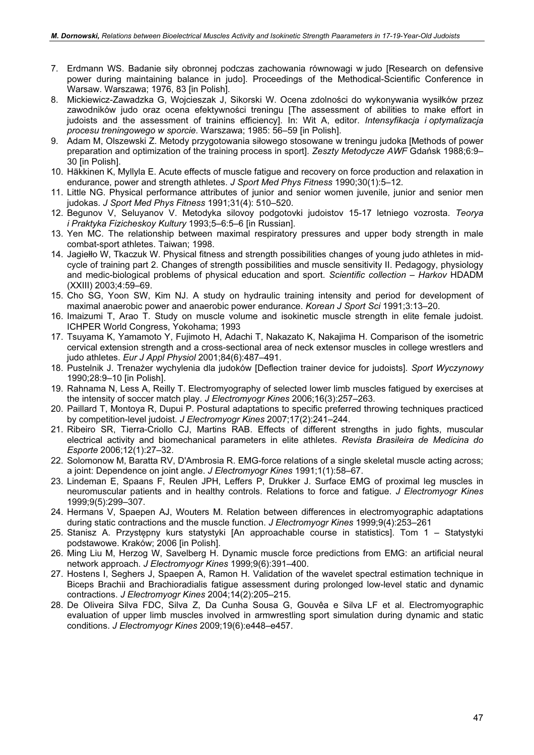7. Erdmann WS. Badanie siły obronnej podczas zachowania równowagi w judo [Research on defensive power during maintaining balance in judo]. Proceedings of the Methodical-Scientific Conference in Warsaw. Warszawa; 1976, 83 [in Polish].
8. Mickiewicz-Zawadzka G, Wojcieszak J, Sikorski W. Ocena zdolności do wykonywania wysiłków przez zawodników judo oraz ocena efektywności treningu [The assessment of abilities to make effort in judoists and the assessment of trainins efficiency]. In: Wit A, editor. *Intensyfikacja i optymalizacja procesu treningowego w sporcie*. Warszawa; 1985: 56–59 [in Polish].
9. Adam M, Olszewski Z. Metody przygotowania siłowego stosowane w treningu judoka [Methods of power preparation and optimization of the training process in sport]. *Zeszty Metodycze AWF* Gdańsk 1988;6:9–30 [in Polish].
10. Häkkinen K, Myllyla E. Acute effects of muscle fatigue and recovery on force production and relaxation in endurance, power and strength athletes. *J Sport Med Phys Fitness* 1990;30(1):5–12.
11. Little NG. Physical performance attributes of junior and senior women juvenile, junior and senior men judokas. *J Sport Med Phys Fitness* 1991;31(4): 510–520.
12. Begunov V, Seluyanov V. Metodyka silovoy podgotovki judoistov 15-17 letniego vozrosta. *Teorya i Praktyka Fizicheskoy Kultury* 1993;5–6:5–6 [in Russian].
13. Yen MC. The relationship between maximal respiratory pressures and upper body strength in male combat-sport athletes. Taiwan; 1998.
14. Jagiełło W, Tkaczuk W. Physical fitness and strength possibilities changes of young judo athletes in mid-cycle of training part 2. Changes of strength possibilities and muscle sensitivity II. Pedagogy, physiology and medic-biological problems of physical education and sport. *Scientific collection – Harkov* HDADM (XXIII) 2003;4:59–69.
15. Cho SG, Yoon SW, Kim NJ. A study on hydraulic training intensity and period for development of maximal anaerobic power and anaerobic power endurance. *Korean J Sport Sci* 1991;3:13–20.
16. Imaizumi T, Arao T. Study on muscle volume and isokinetic muscle strength in elite female judoist. ICHPER World Congress, Yokohama; 1993
17. Tsuyama K, Yamamoto Y, Fujimoto H, Adachi T, Nakazato K, Nakajima H. Comparison of the isometric cervical extension strength and a cross-sectional area of neck extensor muscles in college wrestlers and judo athletes. *Eur J Appl Physiol* 2001;84(6):487–491.
18. Pustelnik J. Trenażer wychylenia dla judoków [Deflection trainer device for judoists]. *Sport Wyczynowy* 1990;28:9–10 [in Polish].
19. Rahnama N, Less A, Reilly T. Electromyography of selected lower limb muscles fatigued by exercises at the intensity of soccer match play. *J Electromyogr Kines* 2006;16(3):257–263.
20. Paillard T, Montoya R, Dupui P. Postural adaptations to specific preferred throwing techniques practiced by competition-level judoist. *J Electromyogr Kines* 2007;17(2):241–244.
21. Ribeiro SR, Tierra-Criollo CJ, Martins RAB. Effects of different strengths in judo fights, muscular electrical activity and biomechanical parameters in elite athletes. *Revista Brasileira de Medicina do Esporte* 2006;12(1):27–32.
22. Solomonow M, Baratta RV, D'Ambrosia R. EMG-force relations of a single skeletal muscle acting across; a joint: Dependence on joint angle. *J Electromyogr Kines* 1991;1(1):58–67.
23. Lindeman E, Spaans F, Reulen JPH, Leffers P, Drukker J. Surface EMG of proximal leg muscles in neuromuscular patients and in healthy controls. Relations to force and fatigue. *J Electromyogr Kines* 1999;9(5):299–307.
24. Hermans V, Spaepen AJ, Wouters M. Relation between differences in electromyographic adaptations during static contractions and the muscle function. *J Electromyogr Kines* 1999;9(4):253–261
25. Stanisz A. Przystępny kurs statystyki [An approachable course in statistics]. Tom 1 – Statystyki podstawowe. Kraków; 2006 [in Polish].
26. Ming Liu M, Herzog W, Savelberg H. Dynamic muscle force predictions from EMG: an artificial neural network approach. *J Electromyogr Kines* 1999;9(6):391–400.
27. Hostens I, Seghers J, Spaepen A, Ramon H. Validation of the wavelet spectral estimation technique in Biceps Brachii and Brachioradialis fatigue assessment during prolonged low-level static and dynamic contractions. *J Electromyogr Kines* 2004;14(2):205–215.
28. De Oliveira Silva FDC, Silva Z, Da Cunha Sousa G, Gouvêa e Silva LF et al. Electromyographic evaluation of upper limb muscles involved in armwrestling sport simulation during dynamic and static conditions. *J Electromyogr Kines* 2009;19(6):e448–e457.